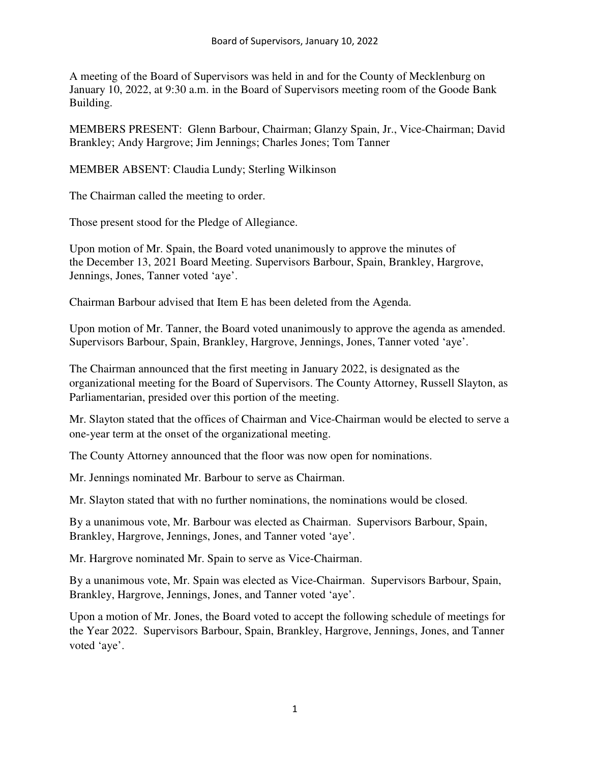A meeting of the Board of Supervisors was held in and for the County of Mecklenburg on January 10, 2022, at 9:30 a.m. in the Board of Supervisors meeting room of the Goode Bank Building.

MEMBERS PRESENT: Glenn Barbour, Chairman; Glanzy Spain, Jr., Vice-Chairman; David Brankley; Andy Hargrove; Jim Jennings; Charles Jones; Tom Tanner

MEMBER ABSENT: Claudia Lundy; Sterling Wilkinson

The Chairman called the meeting to order.

Those present stood for the Pledge of Allegiance.

Upon motion of Mr. Spain, the Board voted unanimously to approve the minutes of the December 13, 2021 Board Meeting. Supervisors Barbour, Spain, Brankley, Hargrove, Jennings, Jones, Tanner voted 'aye'.

Chairman Barbour advised that Item E has been deleted from the Agenda.

Upon motion of Mr. Tanner, the Board voted unanimously to approve the agenda as amended. Supervisors Barbour, Spain, Brankley, Hargrove, Jennings, Jones, Tanner voted 'aye'.

The Chairman announced that the first meeting in January 2022, is designated as the organizational meeting for the Board of Supervisors. The County Attorney, Russell Slayton, as Parliamentarian, presided over this portion of the meeting.

Mr. Slayton stated that the offices of Chairman and Vice-Chairman would be elected to serve a one-year term at the onset of the organizational meeting.

The County Attorney announced that the floor was now open for nominations.

Mr. Jennings nominated Mr. Barbour to serve as Chairman.

Mr. Slayton stated that with no further nominations, the nominations would be closed.

By a unanimous vote, Mr. Barbour was elected as Chairman. Supervisors Barbour, Spain, Brankley, Hargrove, Jennings, Jones, and Tanner voted 'aye'.

Mr. Hargrove nominated Mr. Spain to serve as Vice-Chairman.

By a unanimous vote, Mr. Spain was elected as Vice-Chairman. Supervisors Barbour, Spain, Brankley, Hargrove, Jennings, Jones, and Tanner voted 'aye'.

Upon a motion of Mr. Jones, the Board voted to accept the following schedule of meetings for the Year 2022. Supervisors Barbour, Spain, Brankley, Hargrove, Jennings, Jones, and Tanner voted 'aye'.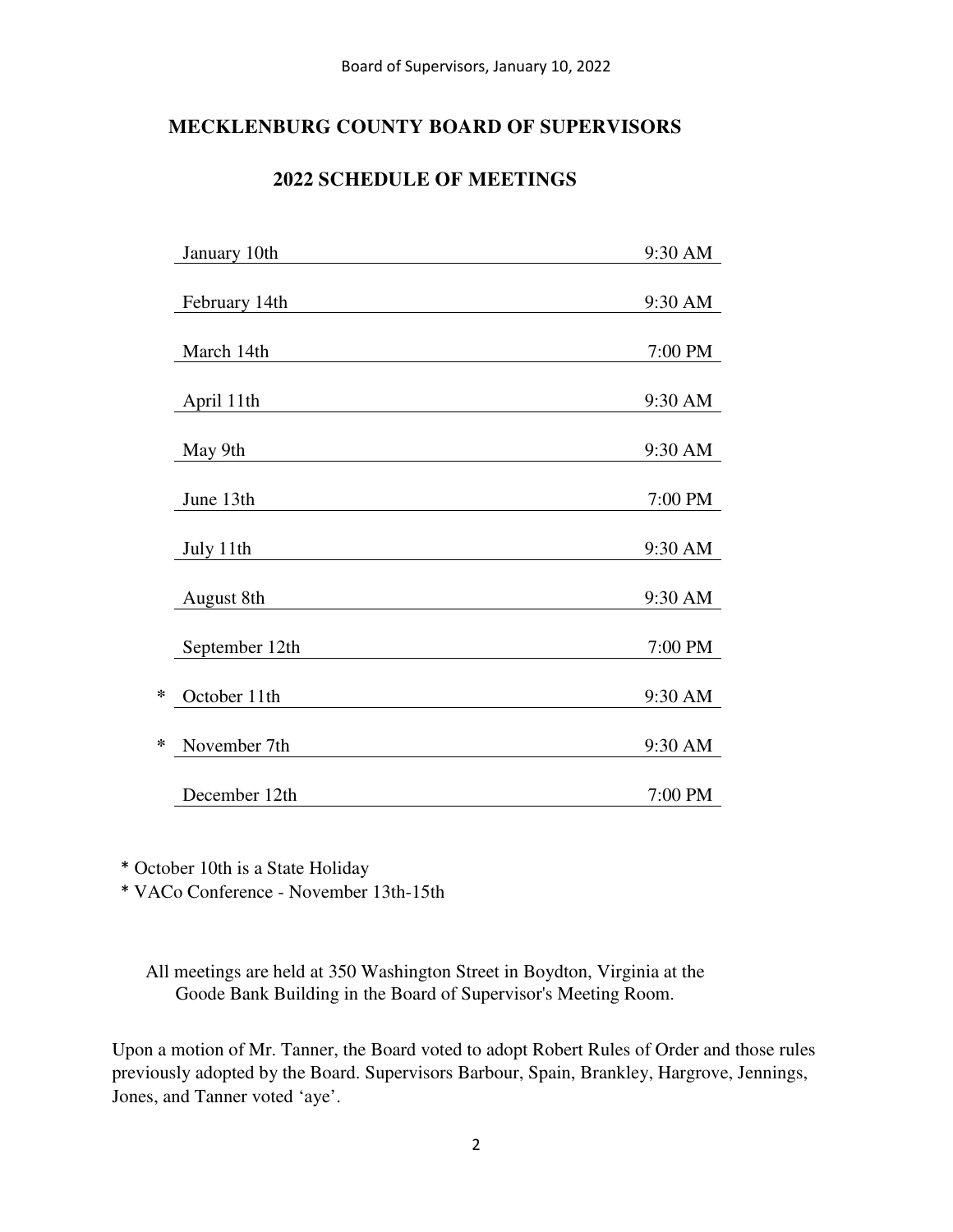## MECKLENBURG COUNTY BOARD OF SUPERVISORS

## 2022 SCHEDULE OF MEETINGS

| | Date | Time |
|---|---|---|
| | January 10th | 9:30 AM |
| | February 14th | 9:30 AM |
| | March 14th | 7:00 PM |
| | April 11th | 9:30 AM |
| | May 9th | 9:30 AM |
| | June 13th | 7:00 PM |
| | July 11th | 9:30 AM |
| | August 8th | 9:30 AM |
| | September 12th | 7:00 PM |
| * | October 11th | 9:30 AM |
| * | November 7th | 9:30 AM |
| | December 12th | 7:00 PM |

\* October 10th is a State Holiday
\* VACo Conference - November 13th-15th

All meetings are held at 350 Washington Street in Boydton, Virginia at the Goode Bank Building in the Board of Supervisor's Meeting Room.

Upon a motion of Mr. Tanner, the Board voted to adopt Robert Rules of Order and those rules previously adopted by the Board. Supervisors Barbour, Spain, Brankley, Hargrove, Jennings, Jones, and Tanner voted 'aye'.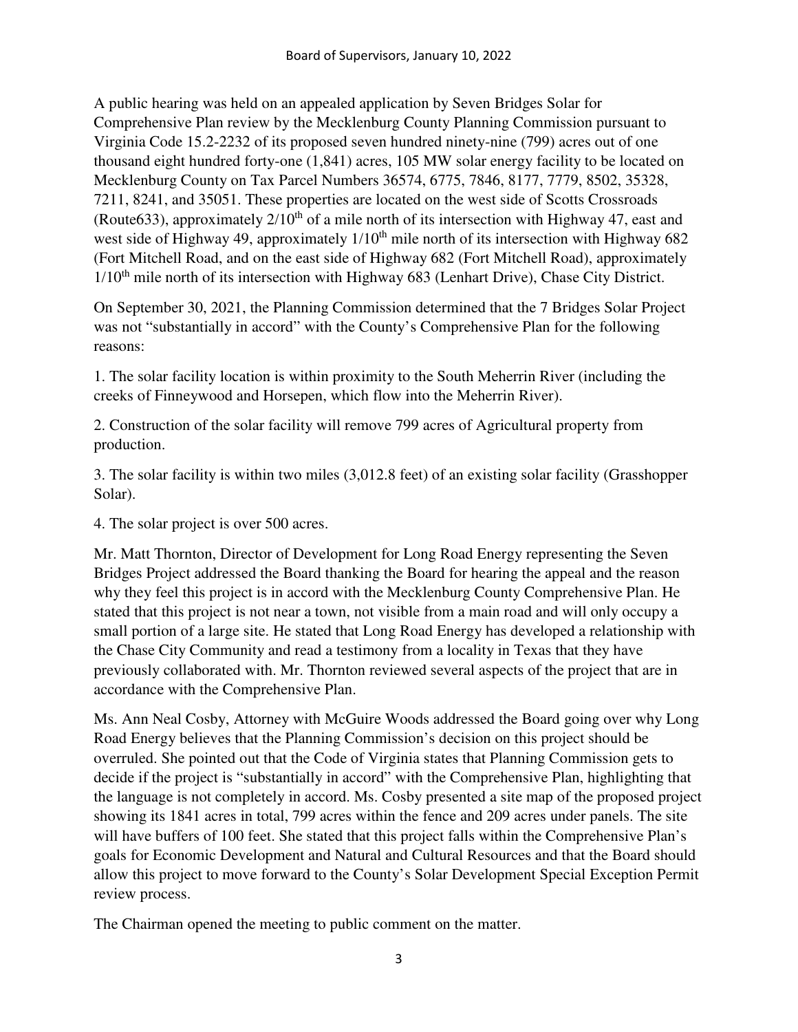A public hearing was held on an appealed application by Seven Bridges Solar for Comprehensive Plan review by the Mecklenburg County Planning Commission pursuant to Virginia Code 15.2-2232 of its proposed seven hundred ninety-nine (799) acres out of one thousand eight hundred forty-one (1,841) acres, 105 MW solar energy facility to be located on Mecklenburg County on Tax Parcel Numbers 36574, 6775, 7846, 8177, 7779, 8502, 35328, 7211, 8241, and 35051. These properties are located on the west side of Scotts Crossroads (Route633), approximately 2/10th of a mile north of its intersection with Highway 47, east and west side of Highway 49, approximately 1/10th mile north of its intersection with Highway 682 (Fort Mitchell Road, and on the east side of Highway 682 (Fort Mitchell Road), approximately 1/10th mile north of its intersection with Highway 683 (Lenhart Drive), Chase City District.

On September 30, 2021, the Planning Commission determined that the 7 Bridges Solar Project was not "substantially in accord" with the County's Comprehensive Plan for the following reasons:

1. The solar facility location is within proximity to the South Meherrin River (including the creeks of Finneywood and Horsepen, which flow into the Meherrin River).

2. Construction of the solar facility will remove 799 acres of Agricultural property from production.

3. The solar facility is within two miles (3,012.8 feet) of an existing solar facility (Grasshopper Solar).

4. The solar project is over 500 acres.

Mr. Matt Thornton, Director of Development for Long Road Energy representing the Seven Bridges Project addressed the Board thanking the Board for hearing the appeal and the reason why they feel this project is in accord with the Mecklenburg County Comprehensive Plan. He stated that this project is not near a town, not visible from a main road and will only occupy a small portion of a large site. He stated that Long Road Energy has developed a relationship with the Chase City Community and read a testimony from a locality in Texas that they have previously collaborated with. Mr. Thornton reviewed several aspects of the project that are in accordance with the Comprehensive Plan.

Ms. Ann Neal Cosby, Attorney with McGuire Woods addressed the Board going over why Long Road Energy believes that the Planning Commission's decision on this project should be overruled. She pointed out that the Code of Virginia states that Planning Commission gets to decide if the project is "substantially in accord" with the Comprehensive Plan, highlighting that the language is not completely in accord. Ms. Cosby presented a site map of the proposed project showing its 1841 acres in total, 799 acres within the fence and 209 acres under panels. The site will have buffers of 100 feet. She stated that this project falls within the Comprehensive Plan's goals for Economic Development and Natural and Cultural Resources and that the Board should allow this project to move forward to the County's Solar Development Special Exception Permit review process.

The Chairman opened the meeting to public comment on the matter.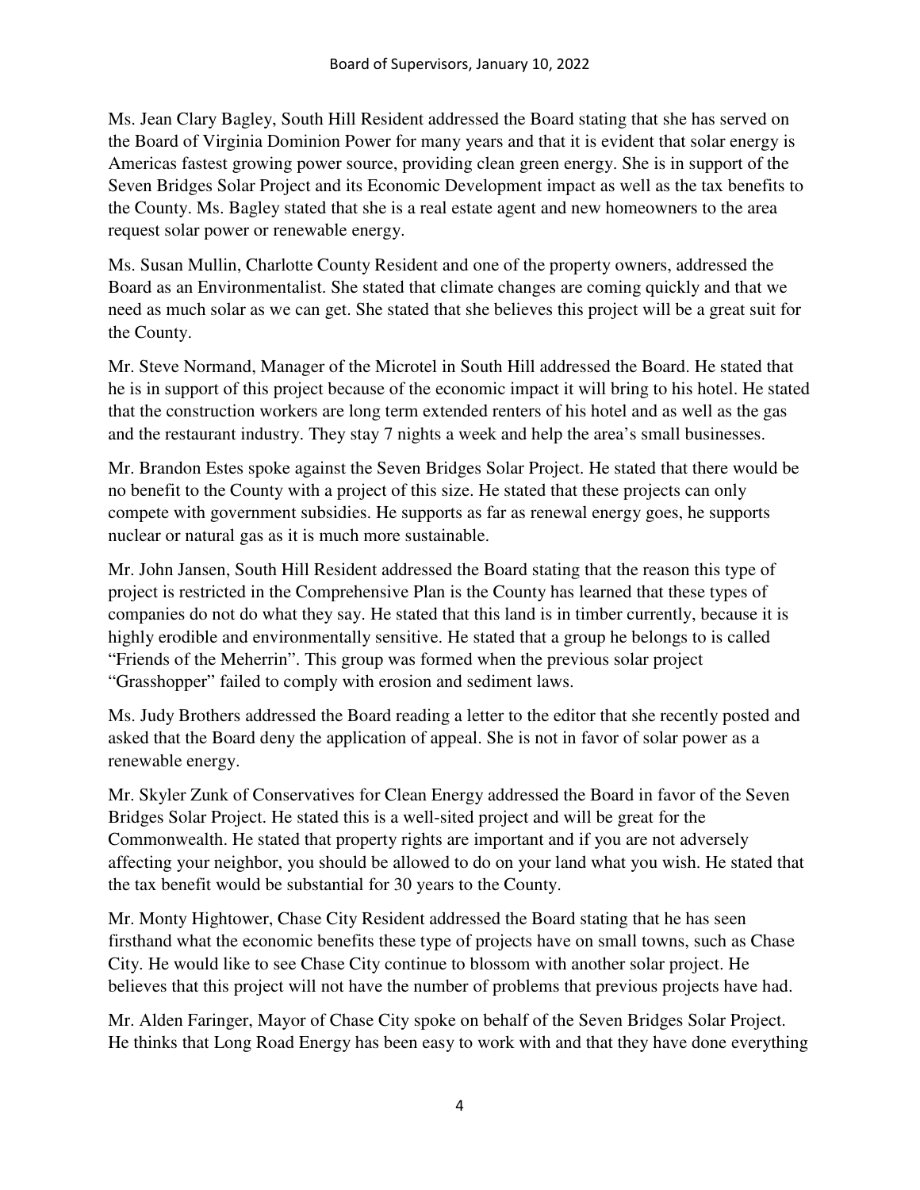Ms. Jean Clary Bagley, South Hill Resident addressed the Board stating that she has served on the Board of Virginia Dominion Power for many years and that it is evident that solar energy is Americas fastest growing power source, providing clean green energy. She is in support of the Seven Bridges Solar Project and its Economic Development impact as well as the tax benefits to the County. Ms. Bagley stated that she is a real estate agent and new homeowners to the area request solar power or renewable energy.

Ms. Susan Mullin, Charlotte County Resident and one of the property owners, addressed the Board as an Environmentalist. She stated that climate changes are coming quickly and that we need as much solar as we can get. She stated that she believes this project will be a great suit for the County.

Mr. Steve Normand, Manager of the Microtel in South Hill addressed the Board. He stated that he is in support of this project because of the economic impact it will bring to his hotel. He stated that the construction workers are long term extended renters of his hotel and as well as the gas and the restaurant industry. They stay 7 nights a week and help the area's small businesses.

Mr. Brandon Estes spoke against the Seven Bridges Solar Project. He stated that there would be no benefit to the County with a project of this size. He stated that these projects can only compete with government subsidies. He supports as far as renewal energy goes, he supports nuclear or natural gas as it is much more sustainable.

Mr. John Jansen, South Hill Resident addressed the Board stating that the reason this type of project is restricted in the Comprehensive Plan is the County has learned that these types of companies do not do what they say. He stated that this land is in timber currently, because it is highly erodible and environmentally sensitive. He stated that a group he belongs to is called "Friends of the Meherrin". This group was formed when the previous solar project "Grasshopper" failed to comply with erosion and sediment laws.

Ms. Judy Brothers addressed the Board reading a letter to the editor that she recently posted and asked that the Board deny the application of appeal. She is not in favor of solar power as a renewable energy.

Mr. Skyler Zunk of Conservatives for Clean Energy addressed the Board in favor of the Seven Bridges Solar Project. He stated this is a well-sited project and will be great for the Commonwealth. He stated that property rights are important and if you are not adversely affecting your neighbor, you should be allowed to do on your land what you wish. He stated that the tax benefit would be substantial for 30 years to the County.

Mr. Monty Hightower, Chase City Resident addressed the Board stating that he has seen firsthand what the economic benefits these type of projects have on small towns, such as Chase City. He would like to see Chase City continue to blossom with another solar project. He believes that this project will not have the number of problems that previous projects have had.

Mr. Alden Faringer, Mayor of Chase City spoke on behalf of the Seven Bridges Solar Project. He thinks that Long Road Energy has been easy to work with and that they have done everything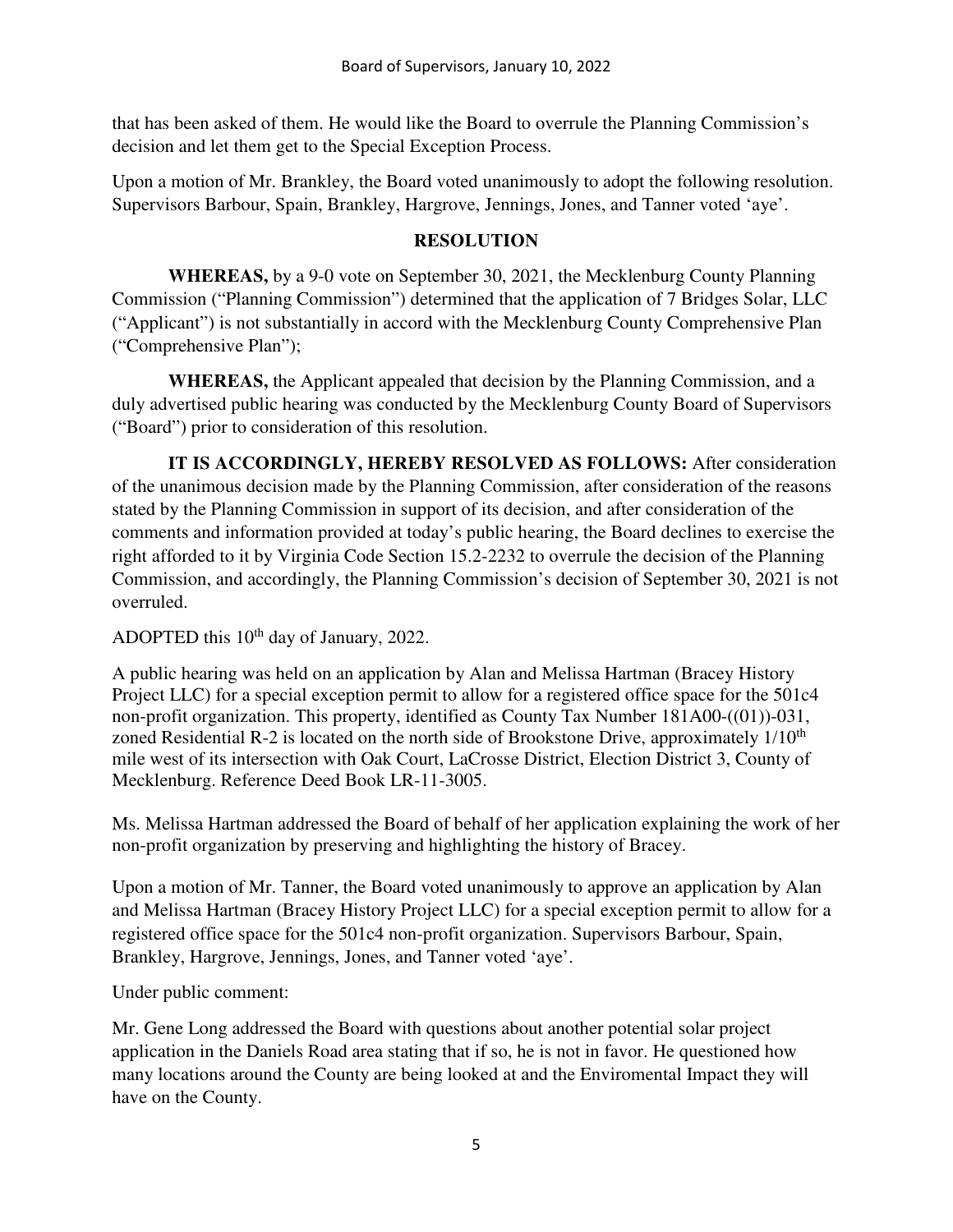that has been asked of them. He would like the Board to overrule the Planning Commission's decision and let them get to the Special Exception Process.

Upon a motion of Mr. Brankley, the Board voted unanimously to adopt the following resolution. Supervisors Barbour, Spain, Brankley, Hargrove, Jennings, Jones, and Tanner voted 'aye'.

**RESOLUTION**

**WHEREAS,** by a 9-0 vote on September 30, 2021, the Mecklenburg County Planning Commission ("Planning Commission") determined that the application of 7 Bridges Solar, LLC ("Applicant") is not substantially in accord with the Mecklenburg County Comprehensive Plan ("Comprehensive Plan");

**WHEREAS,** the Applicant appealed that decision by the Planning Commission, and a duly advertised public hearing was conducted by the Mecklenburg County Board of Supervisors ("Board") prior to consideration of this resolution.

**IT IS ACCORDINGLY, HEREBY RESOLVED AS FOLLOWS:** After consideration of the unanimous decision made by the Planning Commission, after consideration of the reasons stated by the Planning Commission in support of its decision, and after consideration of the comments and information provided at today's public hearing, the Board declines to exercise the right afforded to it by Virginia Code Section 15.2-2232 to overrule the decision of the Planning Commission, and accordingly, the Planning Commission's decision of September 30, 2021 is not overruled.

ADOPTED this 10th day of January, 2022.

A public hearing was held on an application by Alan and Melissa Hartman (Bracey History Project LLC) for a special exception permit to allow for a registered office space for the 501c4 non-profit organization. This property, identified as County Tax Number 181A00-((01))-031, zoned Residential R-2 is located on the north side of Brookstone Drive, approximately 1/10th mile west of its intersection with Oak Court, LaCrosse District, Election District 3, County of Mecklenburg. Reference Deed Book LR-11-3005.

Ms. Melissa Hartman addressed the Board of behalf of her application explaining the work of her non-profit organization by preserving and highlighting the history of Bracey.

Upon a motion of Mr. Tanner, the Board voted unanimously to approve an application by Alan and Melissa Hartman (Bracey History Project LLC) for a special exception permit to allow for a registered office space for the 501c4 non-profit organization. Supervisors Barbour, Spain, Brankley, Hargrove, Jennings, Jones, and Tanner voted 'aye'.

Under public comment:

Mr. Gene Long addressed the Board with questions about another potential solar project application in the Daniels Road area stating that if so, he is not in favor. He questioned how many locations around the County are being looked at and the Enviromental Impact they will have on the County.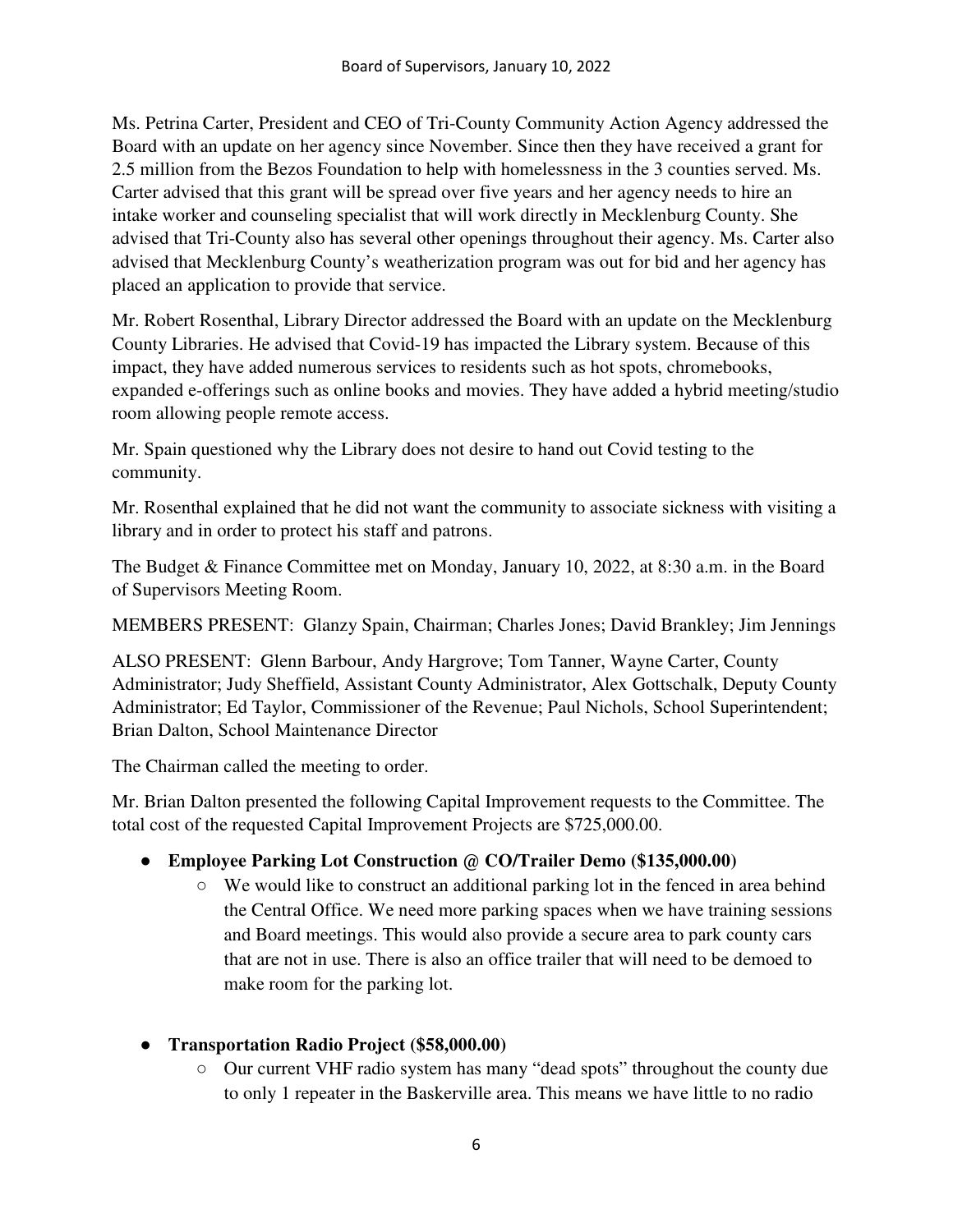Ms. Petrina Carter, President and CEO of Tri-County Community Action Agency addressed the Board with an update on her agency since November. Since then they have received a grant for 2.5 million from the Bezos Foundation to help with homelessness in the 3 counties served. Ms. Carter advised that this grant will be spread over five years and her agency needs to hire an intake worker and counseling specialist that will work directly in Mecklenburg County. She advised that Tri-County also has several other openings throughout their agency. Ms. Carter also advised that Mecklenburg County's weatherization program was out for bid and her agency has placed an application to provide that service.

Mr. Robert Rosenthal, Library Director addressed the Board with an update on the Mecklenburg County Libraries. He advised that Covid-19 has impacted the Library system. Because of this impact, they have added numerous services to residents such as hot spots, chromebooks, expanded e-offerings such as online books and movies. They have added a hybrid meeting/studio room allowing people remote access.

Mr. Spain questioned why the Library does not desire to hand out Covid testing to the community.

Mr. Rosenthal explained that he did not want the community to associate sickness with visiting a library and in order to protect his staff and patrons.

The Budget & Finance Committee met on Monday, January 10, 2022, at 8:30 a.m. in the Board of Supervisors Meeting Room.

MEMBERS PRESENT: Glanzy Spain, Chairman; Charles Jones; David Brankley; Jim Jennings

ALSO PRESENT: Glenn Barbour, Andy Hargrove; Tom Tanner, Wayne Carter, County Administrator; Judy Sheffield, Assistant County Administrator, Alex Gottschalk, Deputy County Administrator; Ed Taylor, Commissioner of the Revenue; Paul Nichols, School Superintendent; Brian Dalton, School Maintenance Director

The Chairman called the meeting to order.

Mr. Brian Dalton presented the following Capital Improvement requests to the Committee. The total cost of the requested Capital Improvement Projects are $725,000.00.

- **Employee Parking Lot Construction @ CO/Trailer Demo ($135,000.00)**
  - We would like to construct an additional parking lot in the fenced in area behind the Central Office. We need more parking spaces when we have training sessions and Board meetings. This would also provide a secure area to park county cars that are not in use. There is also an office trailer that will need to be demoed to make room for the parking lot.

- **Transportation Radio Project ($58,000.00)**
  - Our current VHF radio system has many "dead spots" throughout the county due to only 1 repeater in the Baskerville area. This means we have little to no radio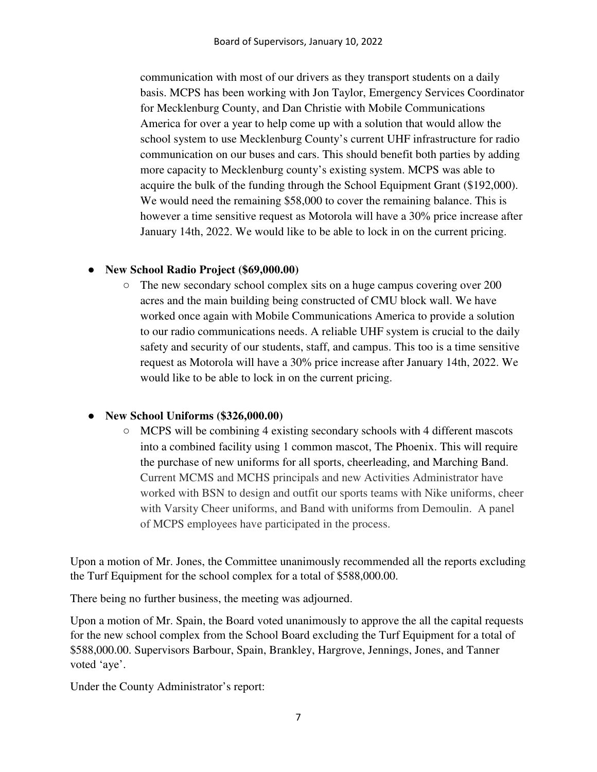communication with most of our drivers as they transport students on a daily basis. MCPS has been working with Jon Taylor, Emergency Services Coordinator for Mecklenburg County, and Dan Christie with Mobile Communications America for over a year to help come up with a solution that would allow the school system to use Mecklenburg County's current UHF infrastructure for radio communication on our buses and cars. This should benefit both parties by adding more capacity to Mecklenburg county's existing system. MCPS was able to acquire the bulk of the funding through the School Equipment Grant ($192,000). We would need the remaining $58,000 to cover the remaining balance. This is however a time sensitive request as Motorola will have a 30% price increase after January 14th, 2022. We would like to be able to lock in on the current pricing.

- **New School Radio Project ($69,000.00)**
  - The new secondary school complex sits on a huge campus covering over 200 acres and the main building being constructed of CMU block wall. We have worked once again with Mobile Communications America to provide a solution to our radio communications needs. A reliable UHF system is crucial to the daily safety and security of our students, staff, and campus. This too is a time sensitive request as Motorola will have a 30% price increase after January 14th, 2022. We would like to be able to lock in on the current pricing.

- **New School Uniforms ($326,000.00)**
  - MCPS will be combining 4 existing secondary schools with 4 different mascots into a combined facility using 1 common mascot, The Phoenix. This will require the purchase of new uniforms for all sports, cheerleading, and Marching Band. Current MCMS and MCHS principals and new Activities Administrator have worked with BSN to design and outfit our sports teams with Nike uniforms, cheer with Varsity Cheer uniforms, and Band with uniforms from Demoulin. A panel of MCPS employees have participated in the process.

Upon a motion of Mr. Jones, the Committee unanimously recommended all the reports excluding the Turf Equipment for the school complex for a total of $588,000.00.

There being no further business, the meeting was adjourned.

Upon a motion of Mr. Spain, the Board voted unanimously to approve the all the capital requests for the new school complex from the School Board excluding the Turf Equipment for a total of $588,000.00. Supervisors Barbour, Spain, Brankley, Hargrove, Jennings, Jones, and Tanner voted 'aye'.

Under the County Administrator's report: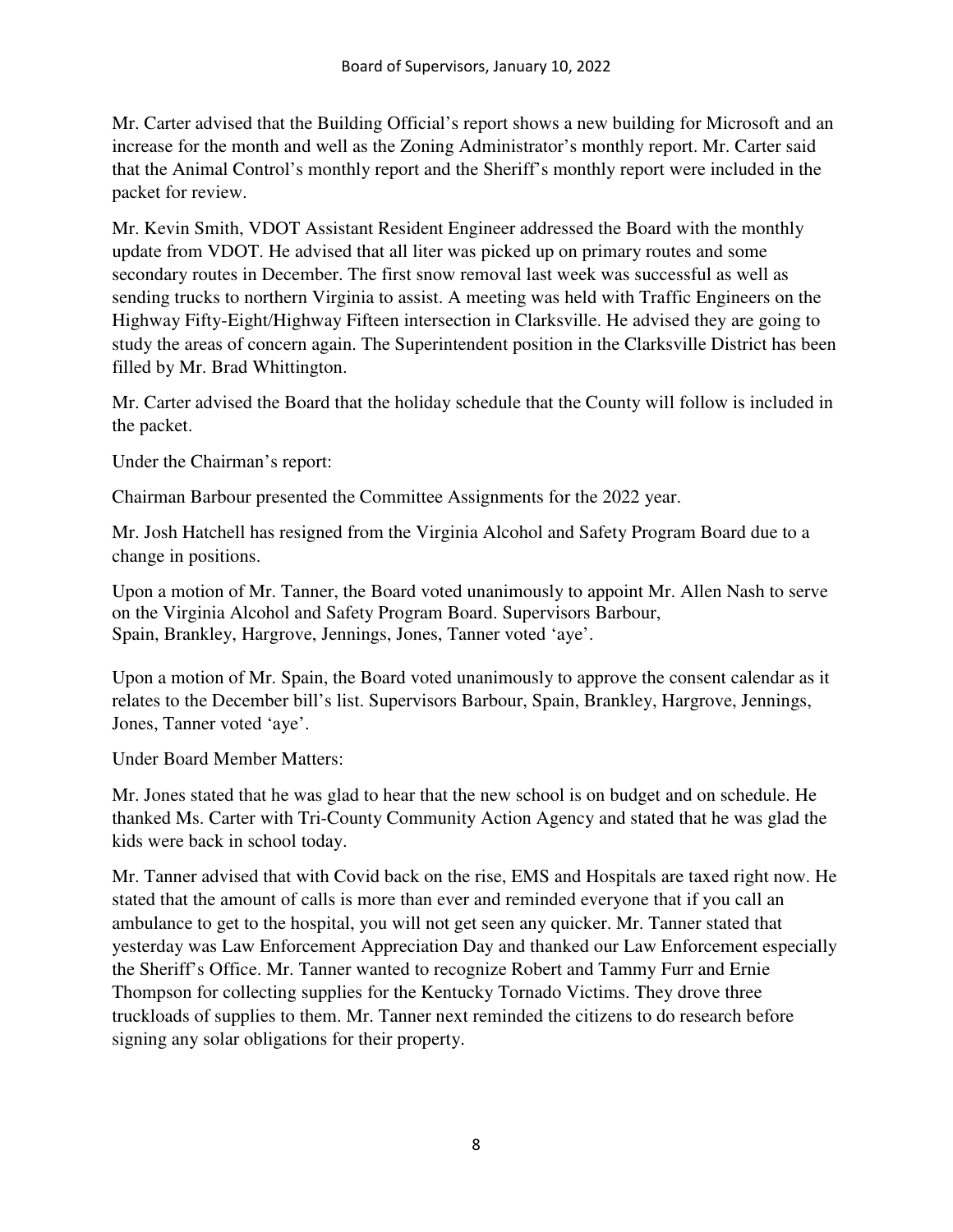Mr. Carter advised that the Building Official's report shows a new building for Microsoft and an increase for the month and well as the Zoning Administrator's monthly report. Mr. Carter said that the Animal Control's monthly report and the Sheriff's monthly report were included in the packet for review.

Mr. Kevin Smith, VDOT Assistant Resident Engineer addressed the Board with the monthly update from VDOT. He advised that all liter was picked up on primary routes and some secondary routes in December. The first snow removal last week was successful as well as sending trucks to northern Virginia to assist. A meeting was held with Traffic Engineers on the Highway Fifty-Eight/Highway Fifteen intersection in Clarksville. He advised they are going to study the areas of concern again. The Superintendent position in the Clarksville District has been filled by Mr. Brad Whittington.

Mr. Carter advised the Board that the holiday schedule that the County will follow is included in the packet.

Under the Chairman's report:

Chairman Barbour presented the Committee Assignments for the 2022 year.

Mr. Josh Hatchell has resigned from the Virginia Alcohol and Safety Program Board due to a change in positions.

Upon a motion of Mr. Tanner, the Board voted unanimously to appoint Mr. Allen Nash to serve on the Virginia Alcohol and Safety Program Board. Supervisors Barbour, Spain, Brankley, Hargrove, Jennings, Jones, Tanner voted 'aye'.

Upon a motion of Mr. Spain, the Board voted unanimously to approve the consent calendar as it relates to the December bill's list. Supervisors Barbour, Spain, Brankley, Hargrove, Jennings, Jones, Tanner voted 'aye'.

Under Board Member Matters:

Mr. Jones stated that he was glad to hear that the new school is on budget and on schedule. He thanked Ms. Carter with Tri-County Community Action Agency and stated that he was glad the kids were back in school today.

Mr. Tanner advised that with Covid back on the rise, EMS and Hospitals are taxed right now. He stated that the amount of calls is more than ever and reminded everyone that if you call an ambulance to get to the hospital, you will not get seen any quicker. Mr. Tanner stated that yesterday was Law Enforcement Appreciation Day and thanked our Law Enforcement especially the Sheriff's Office. Mr. Tanner wanted to recognize Robert and Tammy Furr and Ernie Thompson for collecting supplies for the Kentucky Tornado Victims. They drove three truckloads of supplies to them. Mr. Tanner next reminded the citizens to do research before signing any solar obligations for their property.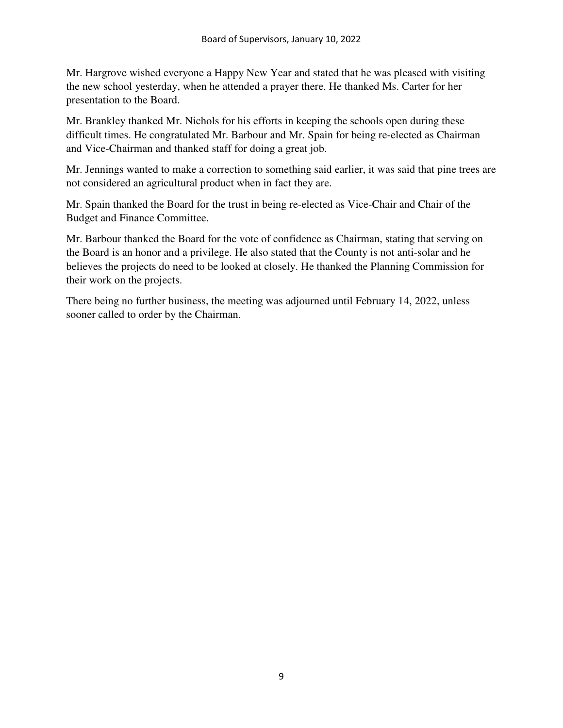Mr. Hargrove wished everyone a Happy New Year and stated that he was pleased with visiting the new school yesterday, when he attended a prayer there. He thanked Ms. Carter for her presentation to the Board.

Mr. Brankley thanked Mr. Nichols for his efforts in keeping the schools open during these difficult times. He congratulated Mr. Barbour and Mr. Spain for being re-elected as Chairman and Vice-Chairman and thanked staff for doing a great job.

Mr. Jennings wanted to make a correction to something said earlier, it was said that pine trees are not considered an agricultural product when in fact they are.

Mr. Spain thanked the Board for the trust in being re-elected as Vice-Chair and Chair of the Budget and Finance Committee.

Mr. Barbour thanked the Board for the vote of confidence as Chairman, stating that serving on the Board is an honor and a privilege. He also stated that the County is not anti-solar and he believes the projects do need to be looked at closely. He thanked the Planning Commission for their work on the projects.

There being no further business, the meeting was adjourned until February 14, 2022, unless sooner called to order by the Chairman.